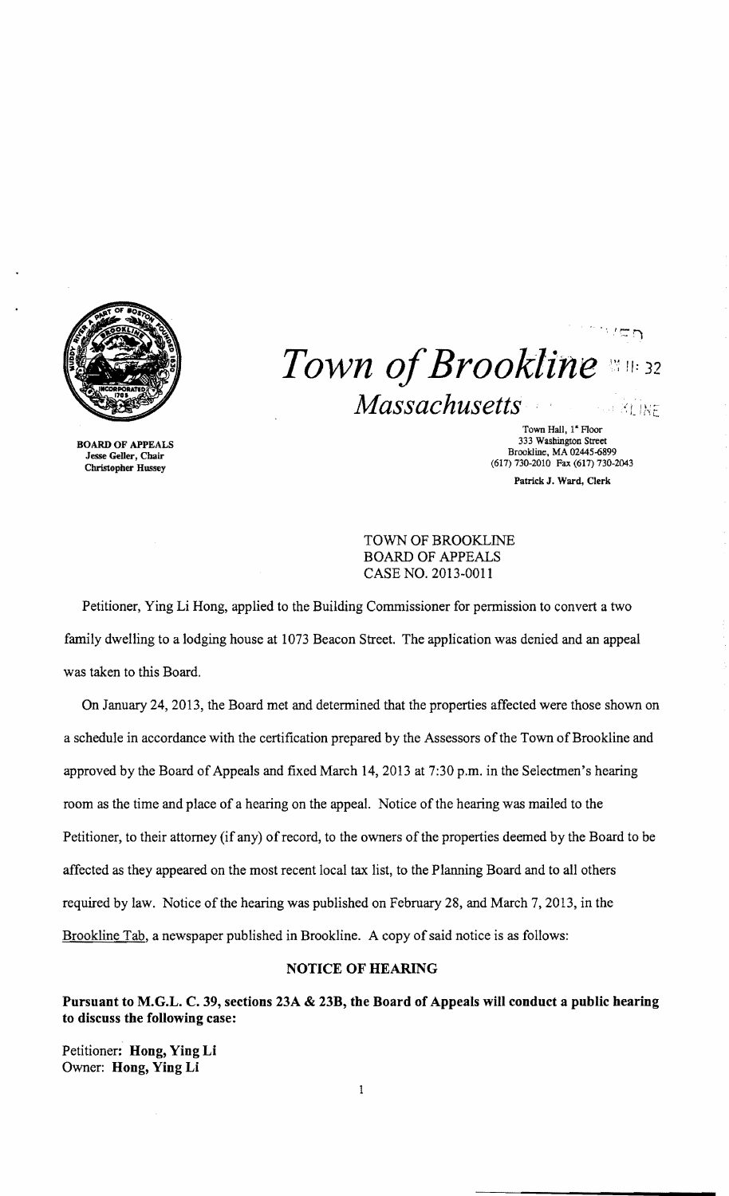# *Town of Brookline*

## *Massachusetts*

BOARD OF APPEALS
Jesse Geller, Chair
Christopher Hussey

Town Hall, 1st Floor
333 Washington Street
Brookline, MA 02445-6899
(617) 730-2010 Fax (617) 730-2043

Patrick J. Ward, Clerk

TOWN OF BROOKLINE
BOARD OF APPEALS
CASE NO. 2013-0011

Petitioner, Ying Li Hong, applied to the Building Commissioner for permission to convert a two family dwelling to a lodging house at 1073 Beacon Street. The application was denied and an appeal was taken to this Board.

On January 24, 2013, the Board met and determined that the properties affected were those shown on a schedule in accordance with the certification prepared by the Assessors of the Town of Brookline and approved by the Board of Appeals and fixed March 14, 2013 at 7:30 p.m. in the Selectmen's hearing room as the time and place of a hearing on the appeal. Notice of the hearing was mailed to the Petitioner, to their attorney (if any) of record, to the owners of the properties deemed by the Board to be affected as they appeared on the most recent local tax list, to the Planning Board and to all others required by law. Notice of the hearing was published on February 28, and March 7, 2013, in the Brookline Tab, a newspaper published in Brookline. A copy of said notice is as follows:

### NOTICE OF HEARING

**Pursuant to M.G.L. C. 39, sections 23A & 23B, the Board of Appeals will conduct a public hearing to discuss the following case:**

Petitioner: **Hong, Ying Li**
Owner: **Hong, Ying Li**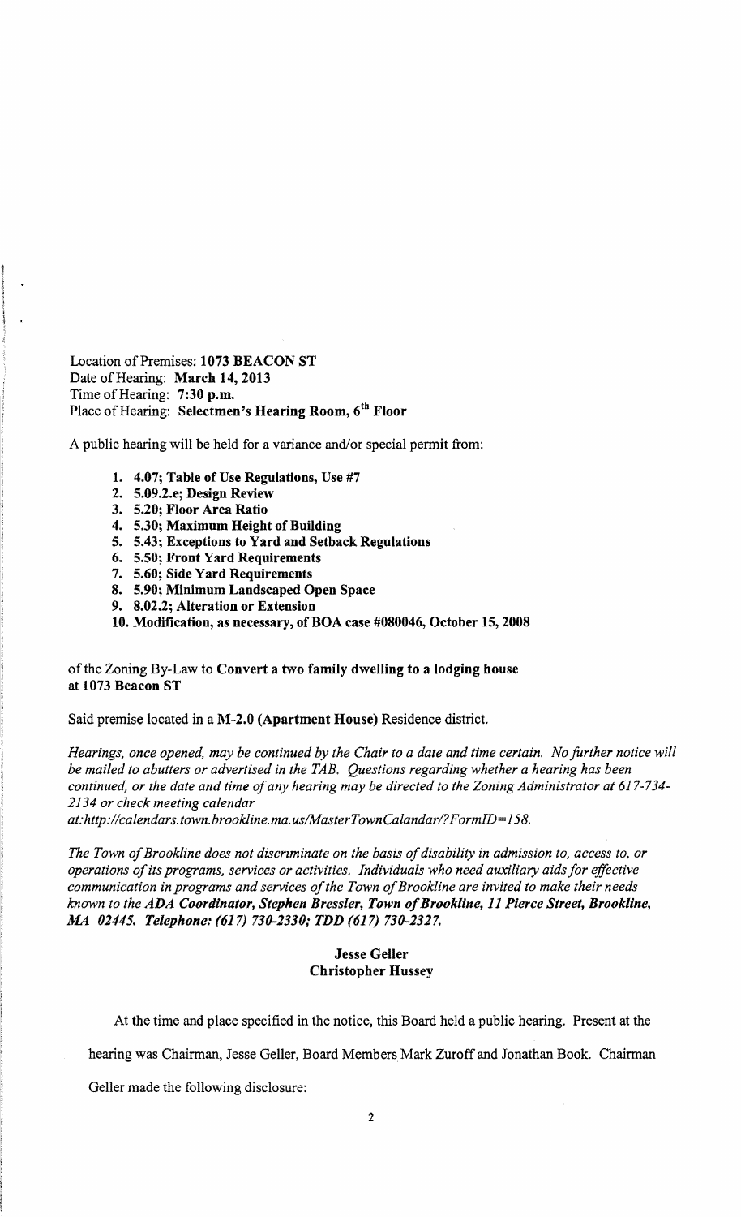Location of Premises: **1073 BEACON ST**
Date of Hearing: **March 14, 2013**
Time of Hearing: **7:30 p.m.**
Place of Hearing: **Selectmen's Hearing Room, 6th Floor**

A public hearing will be held for a variance and/or special permit from:

1. **4.07; Table of Use Regulations, Use #7**
2. **5.09.2.e; Design Review**
3. **5.20; Floor Area Ratio**
4. **5.30; Maximum Height of Building**
5. **5.43; Exceptions to Yard and Setback Regulations**
6. **5.50; Front Yard Requirements**
7. **5.60; Side Yard Requirements**
8. **5.90; Minimum Landscaped Open Space**
9. **8.02.2; Alteration or Extension**
10. **Modification, as necessary, of BOA case #080046, October 15, 2008**

of the Zoning By-Law to **Convert a two family dwelling to a lodging house at 1073 Beacon ST**

Said premise located in a **M-2.0 (Apartment House)** Residence district.

*Hearings, once opened, may be continued by the Chair to a date and time certain. No further notice will be mailed to abutters or advertised in the TAB. Questions regarding whether a hearing has been continued, or the date and time of any hearing may be directed to the Zoning Administrator at 617-734-2134 or check meeting calendar at:http://calendars.town.brookline.ma.us/MasterTownCalandar/?FormID=158.*

*The Town of Brookline does not discriminate on the basis of disability in admission to, access to, or operations of its programs, services or activities. Individuals who need auxiliary aids for effective communication in programs and services of the Town of Brookline are invited to make their needs known to the* ***ADA Coordinator, Stephen Bressler, Town of Brookline, 11 Pierce Street, Brookline, MA 02445. Telephone: (617) 730-2330; TDD (617) 730-2327.***

**Jesse Geller**
**Christopher Hussey**

At the time and place specified in the notice, this Board held a public hearing. Present at the hearing was Chairman, Jesse Geller, Board Members Mark Zuroff and Jonathan Book. Chairman Geller made the following disclosure: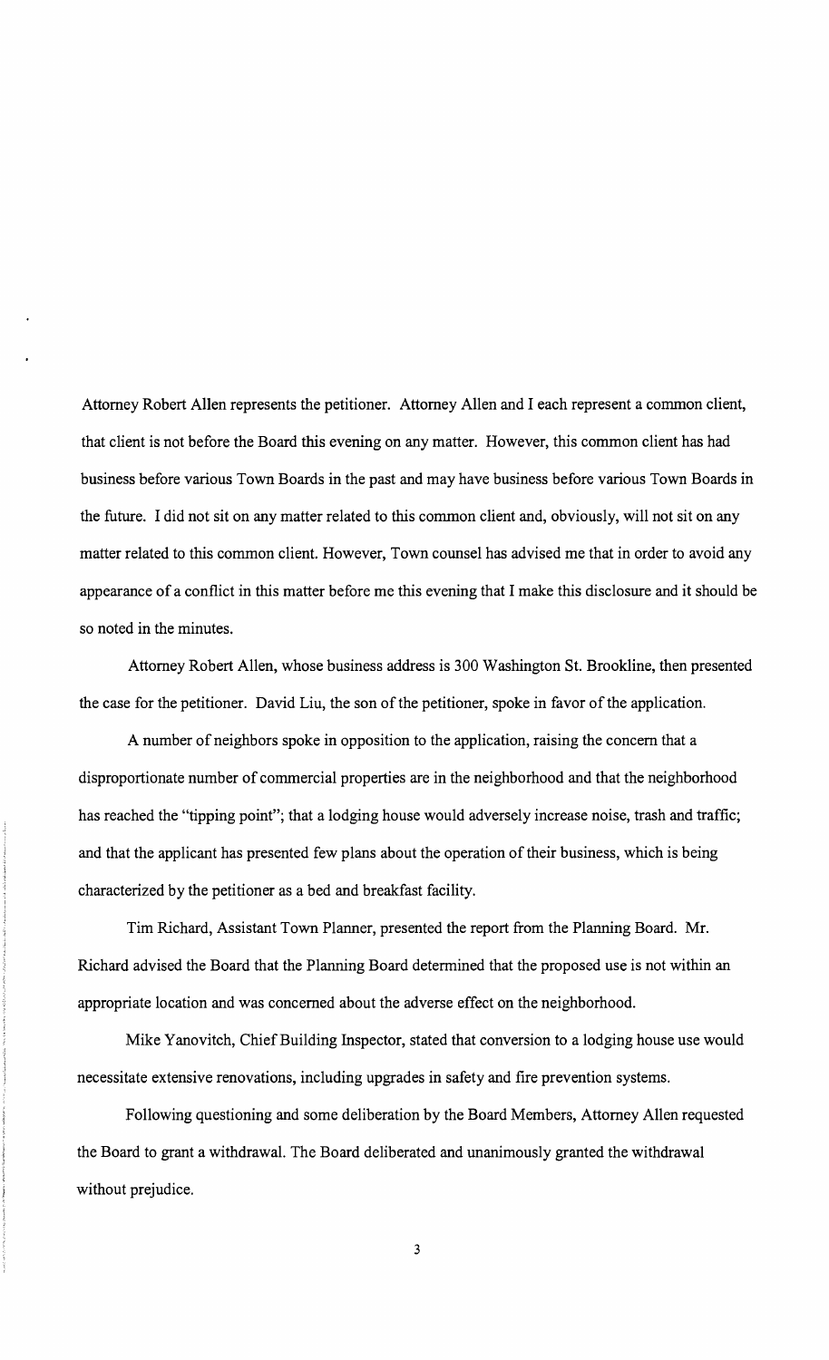Attorney Robert Allen represents the petitioner. Attorney Allen and I each represent a common client, that client is not before the Board this evening on any matter. However, this common client has had business before various Town Boards in the past and may have business before various Town Boards in the future. I did not sit on any matter related to this common client and, obviously, will not sit on any matter related to this common client. However, Town counsel has advised me that in order to avoid any appearance of a conflict in this matter before me this evening that I make this disclosure and it should be so noted in the minutes.

Attorney Robert Allen, whose business address is 300 Washington St. Brookline, then presented the case for the petitioner. David Liu, the son of the petitioner, spoke in favor of the application.

A number of neighbors spoke in opposition to the application, raising the concern that a disproportionate number of commercial properties are in the neighborhood and that the neighborhood has reached the "tipping point"; that a lodging house would adversely increase noise, trash and traffic; and that the applicant has presented few plans about the operation of their business, which is being characterized by the petitioner as a bed and breakfast facility.

Tim Richard, Assistant Town Planner, presented the report from the Planning Board. Mr. Richard advised the Board that the Planning Board determined that the proposed use is not within an appropriate location and was concerned about the adverse effect on the neighborhood.

Mike Yanovitch, Chief Building Inspector, stated that conversion to a lodging house use would necessitate extensive renovations, including upgrades in safety and fire prevention systems.

Following questioning and some deliberation by the Board Members, Attorney Allen requested the Board to grant a withdrawal. The Board deliberated and unanimously granted the withdrawal without prejudice.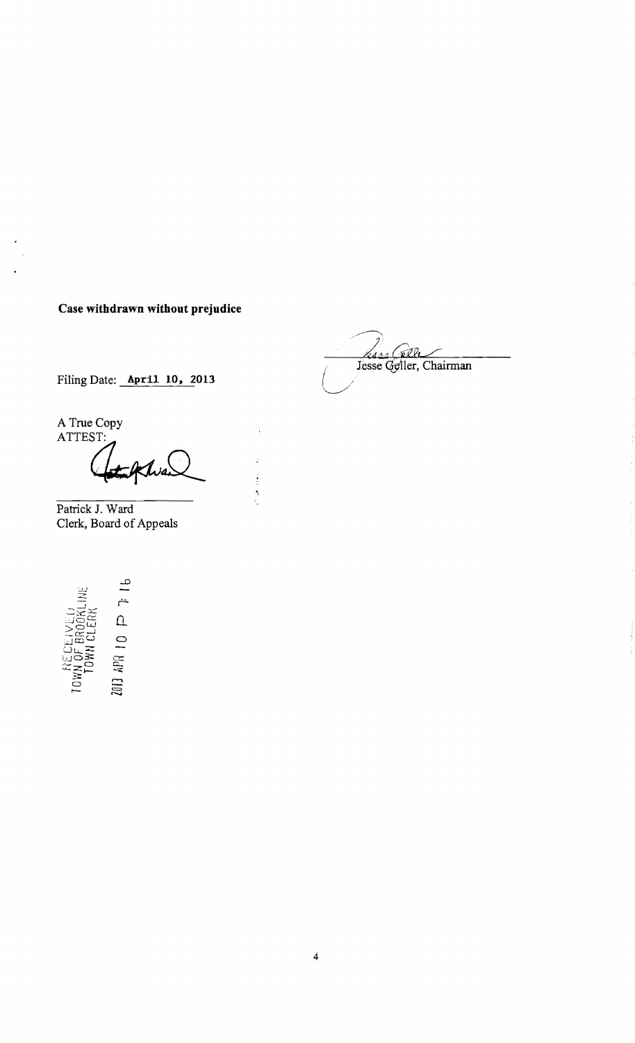**Case withdrawn without prejudice**

Jesse Geller, Chairman

Filing Date: April 10, 2013

A True Copy
ATTEST:

Patrick J. Ward
Clerk, Board of Appeals

RECEIVED
TOWN OF BROOKLINE
TOWN CLERK

2013 APR 10 P 7:16